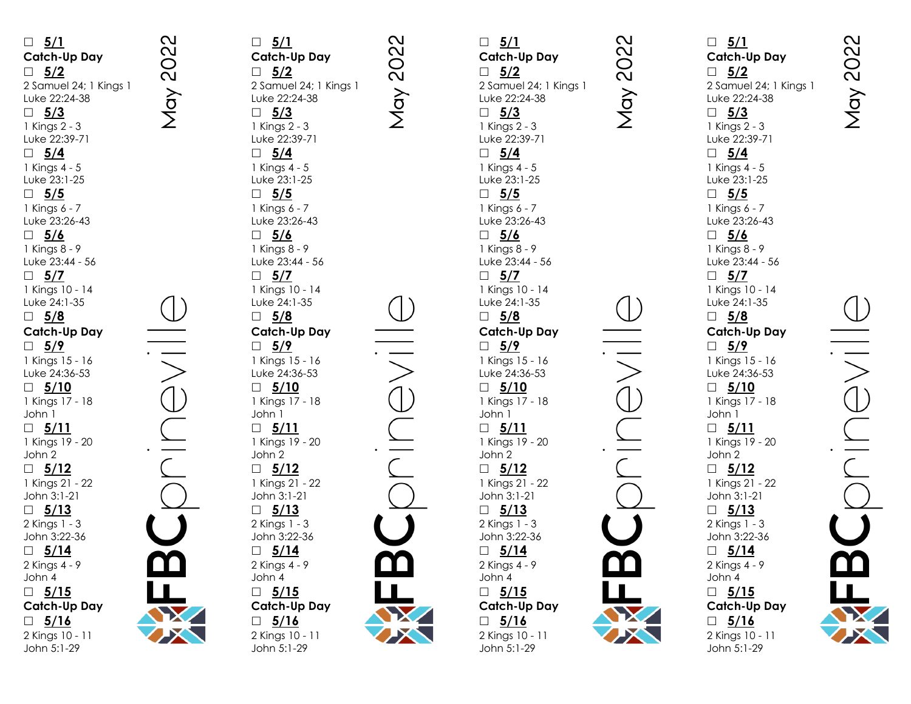# May 2022

- ☐ **5/1**
  **Catch-Up Day**
- ☐ **5/2**
  2 Samuel 24; 1 Kings 1
  Luke 22:24-38
- ☐ **5/3**
  1 Kings 2 - 3
  Luke 22:39-71
- ☐ **5/4**
  1 Kings 4 - 5
  Luke 23:1-25
- ☐ **5/5**
  1 Kings 6 - 7
  Luke 23:26-43
- ☐ **5/6**
  1 Kings 8 - 9
  Luke 23:44 - 56
- ☐ **5/7**
  1 Kings 10 - 14
  Luke 24:1-35
- ☐ **5/8**
  **Catch-Up Day**
- ☐ **5/9**
  1 Kings 15 - 16
  Luke 24:36-53
- ☐ **5/10**
  1 Kings 17 - 18
  John 1
- ☐ **5/11**
  1 Kings 19 - 20
  John 2
- ☐ **5/12**
  1 Kings 21 - 22
  John 3:1-21
- ☐ **5/13**
  2 Kings 1 - 3
  John 3:22-36
- ☐ **5/14**
  2 Kings 4 - 9
  John 4
- ☐ **5/15**
  **Catch-Up Day**
- ☐ **5/16**
  2 Kings 10 - 11
  John 5:1-29

**FBC**prineville

# May 2022

- ☐ **5/1**
  **Catch-Up Day**
- ☐ **5/2**
  2 Samuel 24; 1 Kings 1
  Luke 22:24-38
- ☐ **5/3**
  1 Kings 2 - 3
  Luke 22:39-71
- ☐ **5/4**
  1 Kings 4 - 5
  Luke 23:1-25
- ☐ **5/5**
  1 Kings 6 - 7
  Luke 23:26-43
- ☐ **5/6**
  1 Kings 8 - 9
  Luke 23:44 - 56
- ☐ **5/7**
  1 Kings 10 - 14
  Luke 24:1-35
- ☐ **5/8**
  **Catch-Up Day**
- ☐ **5/9**
  1 Kings 15 - 16
  Luke 24:36-53
- ☐ **5/10**
  1 Kings 17 - 18
  John 1
- ☐ **5/11**
  1 Kings 19 - 20
  John 2
- ☐ **5/12**
  1 Kings 21 - 22
  John 3:1-21
- ☐ **5/13**
  2 Kings 1 - 3
  John 3:22-36
- ☐ **5/14**
  2 Kings 4 - 9
  John 4
- ☐ **5/15**
  **Catch-Up Day**
- ☐ **5/16**
  2 Kings 10 - 11
  John 5:1-29

**FBC**prineville

# May 2022

- ☐ **5/1**
  **Catch-Up Day**
- ☐ **5/2**
  2 Samuel 24; 1 Kings 1
  Luke 22:24-38
- ☐ **5/3**
  1 Kings 2 - 3
  Luke 22:39-71
- ☐ **5/4**
  1 Kings 4 - 5
  Luke 23:1-25
- ☐ **5/5**
  1 Kings 6 - 7
  Luke 23:26-43
- ☐ **5/6**
  1 Kings 8 - 9
  Luke 23:44 - 56
- ☐ **5/7**
  1 Kings 10 - 14
  Luke 24:1-35
- ☐ **5/8**
  **Catch-Up Day**
- ☐ **5/9**
  1 Kings 15 - 16
  Luke 24:36-53
- ☐ **5/10**
  1 Kings 17 - 18
  John 1
- ☐ **5/11**
  1 Kings 19 - 20
  John 2
- ☐ **5/12**
  1 Kings 21 - 22
  John 3:1-21
- ☐ **5/13**
  2 Kings 1 - 3
  John 3:22-36
- ☐ **5/14**
  2 Kings 4 - 9
  John 4
- ☐ **5/15**
  **Catch-Up Day**
- ☐ **5/16**
  2 Kings 10 - 11
  John 5:1-29

**FBC**prineville

# May 2022

- ☐ **5/1**
  **Catch-Up Day**
- ☐ **5/2**
  2 Samuel 24; 1 Kings 1
  Luke 22:24-38
- ☐ **5/3**
  1 Kings 2 - 3
  Luke 22:39-71
- ☐ **5/4**
  1 Kings 4 - 5
  Luke 23:1-25
- ☐ **5/5**
  1 Kings 6 - 7
  Luke 23:26-43
- ☐ **5/6**
  1 Kings 8 - 9
  Luke 23:44 - 56
- ☐ **5/7**
  1 Kings 10 - 14
  Luke 24:1-35
- ☐ **5/8**
  **Catch-Up Day**
- ☐ **5/9**
  1 Kings 15 - 16
  Luke 24:36-53
- ☐ **5/10**
  1 Kings 17 - 18
  John 1
- ☐ **5/11**
  1 Kings 19 - 20
  John 2
- ☐ **5/12**
  1 Kings 21 - 22
  John 3:1-21
- ☐ **5/13**
  2 Kings 1 - 3
  John 3:22-36
- ☐ **5/14**
  2 Kings 4 - 9
  John 4
- ☐ **5/15**
  **Catch-Up Day**
- ☐ **5/16**
  2 Kings 10 - 11
  John 5:1-29

**FBC**prineville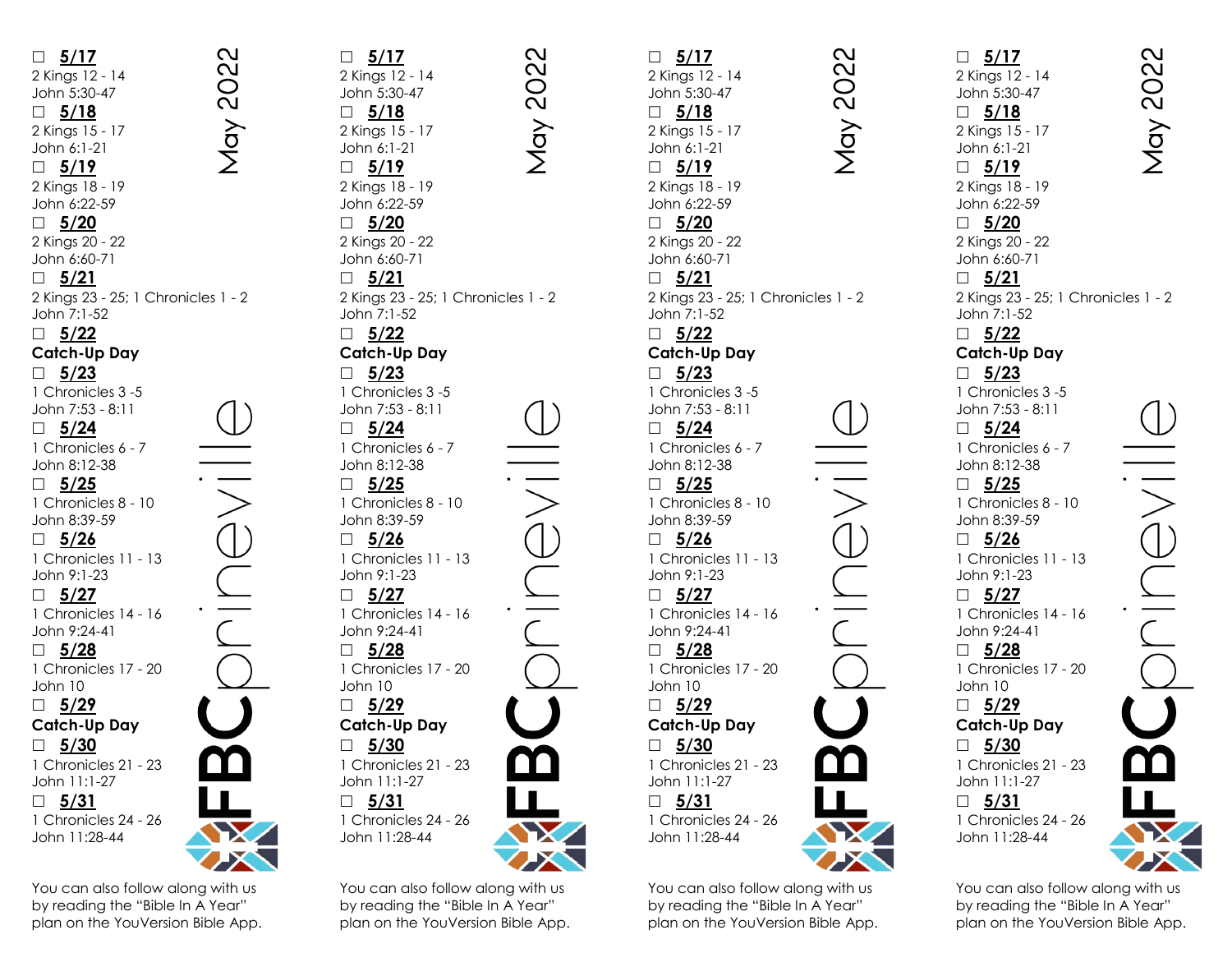## May 2022

☐ **5/17**
2 Kings 12 - 14
John 5:30-47

☐ **5/18**
2 Kings 15 - 17
John 6:1-21

☐ **5/19**
2 Kings 18 - 19
John 6:22-59

☐ **5/20**
2 Kings 20 - 22
John 6:60-71

☐ **5/21**
2 Kings 23 - 25; 1 Chronicles 1 - 2
John 7:1-52

☐ **5/22**
**Catch-Up Day**

☐ **5/23**
1 Chronicles 3 -5
John 7:53 - 8:11

☐ **5/24**
1 Chronicles 6 - 7
John 8:12-38

☐ **5/25**
1 Chronicles 8 - 10
John 8:39-59

☐ **5/26**
1 Chronicles 11 - 13
John 9:1-23

☐ **5/27**
1 Chronicles 14 - 16
John 9:24-41

☐ **5/28**
1 Chronicles 17 - 20
John 10

☐ **5/29**
**Catch-Up Day**

☐ **5/30**
1 Chronicles 21 - 23
John 11:1-27

☐ **5/31**
1 Chronicles 24 - 26
John 11:28-44

FBCprineville

You can also follow along with us by reading the "Bible In A Year" plan on the YouVersion Bible App.

## May 2022

☐ **5/17**
2 Kings 12 - 14
John 5:30-47

☐ **5/18**
2 Kings 15 - 17
John 6:1-21

☐ **5/19**
2 Kings 18 - 19
John 6:22-59

☐ **5/20**
2 Kings 20 - 22
John 6:60-71

☐ **5/21**
2 Kings 23 - 25; 1 Chronicles 1 - 2
John 7:1-52

☐ **5/22**
**Catch-Up Day**

☐ **5/23**
1 Chronicles 3 -5
John 7:53 - 8:11

☐ **5/24**
1 Chronicles 6 - 7
John 8:12-38

☐ **5/25**
1 Chronicles 8 - 10
John 8:39-59

☐ **5/26**
1 Chronicles 11 - 13
John 9:1-23

☐ **5/27**
1 Chronicles 14 - 16
John 9:24-41

☐ **5/28**
1 Chronicles 17 - 20
John 10

☐ **5/29**
**Catch-Up Day**

☐ **5/30**
1 Chronicles 21 - 23
John 11:1-27

☐ **5/31**
1 Chronicles 24 - 26
John 11:28-44

FBCprineville

You can also follow along with us by reading the "Bible In A Year" plan on the YouVersion Bible App.

## May 2022

☐ **5/17**
2 Kings 12 - 14
John 5:30-47

☐ **5/18**
2 Kings 15 - 17
John 6:1-21

☐ **5/19**
2 Kings 18 - 19
John 6:22-59

☐ **5/20**
2 Kings 20 - 22
John 6:60-71

☐ **5/21**
2 Kings 23 - 25; 1 Chronicles 1 - 2
John 7:1-52

☐ **5/22**
**Catch-Up Day**

☐ **5/23**
1 Chronicles 3 -5
John 7:53 - 8:11

☐ **5/24**
1 Chronicles 6 - 7
John 8:12-38

☐ **5/25**
1 Chronicles 8 - 10
John 8:39-59

☐ **5/26**
1 Chronicles 11 - 13
John 9:1-23

☐ **5/27**
1 Chronicles 14 - 16
John 9:24-41

☐ **5/28**
1 Chronicles 17 - 20
John 10

☐ **5/29**
**Catch-Up Day**

☐ **5/30**
1 Chronicles 21 - 23
John 11:1-27

☐ **5/31**
1 Chronicles 24 - 26
John 11:28-44

FBCprineville

You can also follow along with us by reading the "Bible In A Year" plan on the YouVersion Bible App.

## May 2022

☐ **5/17**
2 Kings 12 - 14
John 5:30-47

☐ **5/18**
2 Kings 15 - 17
John 6:1-21

☐ **5/19**
2 Kings 18 - 19
John 6:22-59

☐ **5/20**
2 Kings 20 - 22
John 6:60-71

☐ **5/21**
2 Kings 23 - 25; 1 Chronicles 1 - 2
John 7:1-52

☐ **5/22**
**Catch-Up Day**

☐ **5/23**
1 Chronicles 3 -5
John 7:53 - 8:11

☐ **5/24**
1 Chronicles 6 - 7
John 8:12-38

☐ **5/25**
1 Chronicles 8 - 10
John 8:39-59

☐ **5/26**
1 Chronicles 11 - 13
John 9:1-23

☐ **5/27**
1 Chronicles 14 - 16
John 9:24-41

☐ **5/28**
1 Chronicles 17 - 20
John 10

☐ **5/29**
**Catch-Up Day**

☐ **5/30**
1 Chronicles 21 - 23
John 11:1-27

☐ **5/31**
1 Chronicles 24 - 26
John 11:28-44

FBCprineville

You can also follow along with us by reading the "Bible In A Year" plan on the YouVersion Bible App.